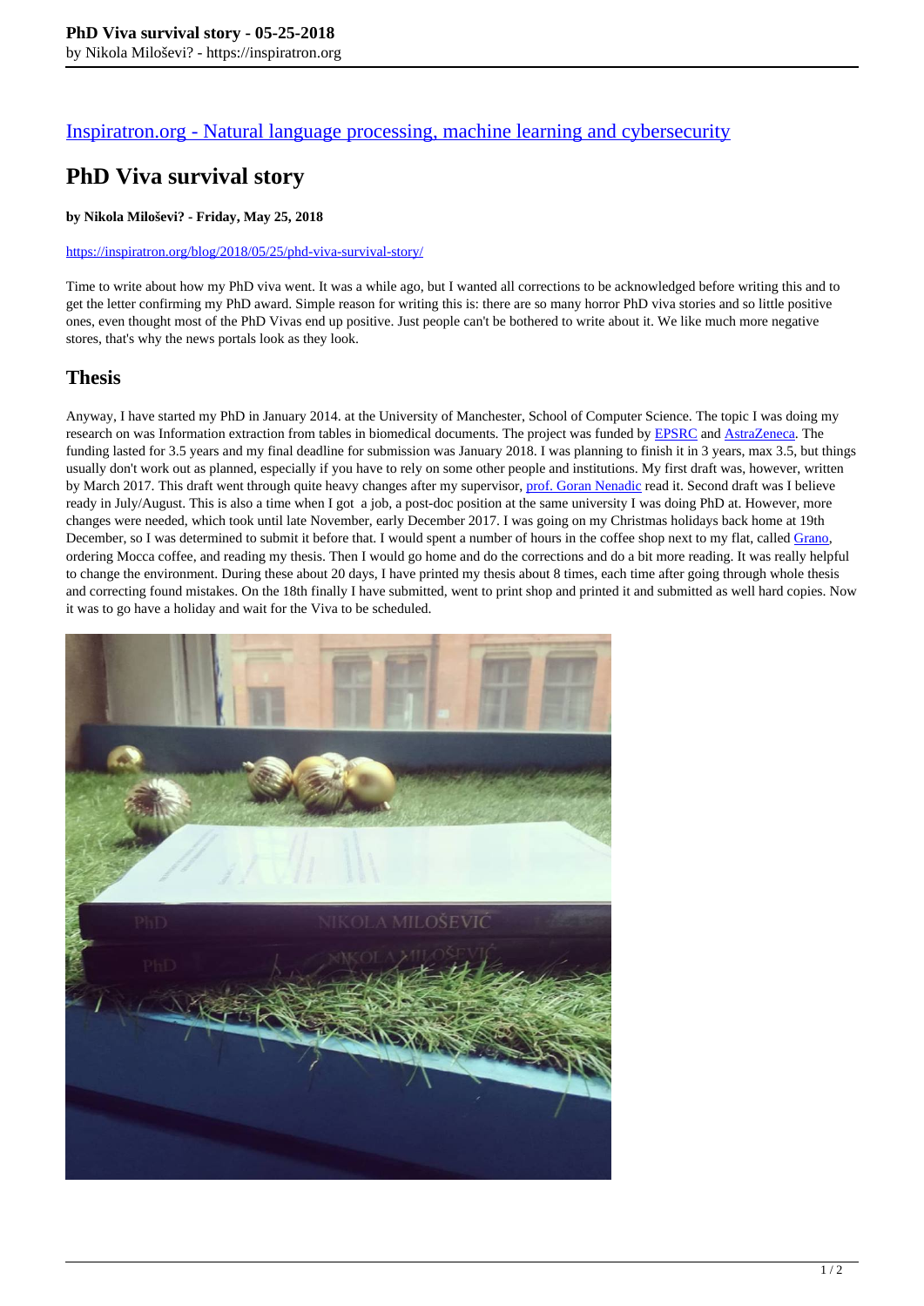[Inspiratron.org - Natural language processing, machine learning and cybersecurity](https://inspiratron.org)

# PhD Viva survival story

**by Nikola Miloševi? - Friday, May 25, 2018**

https://inspiratron.org/blog/2018/05/25/phd-viva-survival-story/

Time to write about how my PhD viva went. It was a while ago, but I wanted all corrections to be acknowledged before writing this and to get the letter confirming my PhD award. Simple reason for writing this is: there are so many horror PhD viva stories and so little positive ones, even thought most of the PhD Vivas end up positive. Just people can't be bothered to write about it. We like much more negative stores, that's why the news portals look as they look.

## Thesis

Anyway, I have started my PhD in January 2014. at the University of Manchester, School of Computer Science. The topic I was doing my research on was Information extraction from tables in biomedical documents. The project was funded by [EPSRC](https://epsrc.ukri.org) and [AstraZeneca](https://www.astrazeneca.com). The funding lasted for 3.5 years and my final deadline for submission was January 2018. I was planning to finish it in 3 years, max 3.5, but things usually don't work out as planned, especially if you have to rely on some other people and institutions. My first draft was, however, written by March 2017. This draft went through quite heavy changes after my supervisor, [prof. Goran Nenadic](#) read it. Second draft was I believe ready in July/August. This is also a time when I got a job, a post-doc position at the same university I was doing PhD at. However, more changes were needed, which took until late November, early December 2017. I was going on my Christmas holidays back home at 19th December, so I was determined to submit it before that. I would spent a number of hours in the coffee shop next to my flat, called [Grano](#), ordering Mocca coffee, and reading my thesis. Then I would go home and do the corrections and do a bit more reading. It was really helpful to change the environment. During these about 20 days, I have printed my thesis about 8 times, each time after going through whole thesis and correcting found mistakes. On the 18th finally I have submitted, went to print shop and printed it and submitted as well hard copies. Now it was to go have a holiday and wait for the Viva to be scheduled.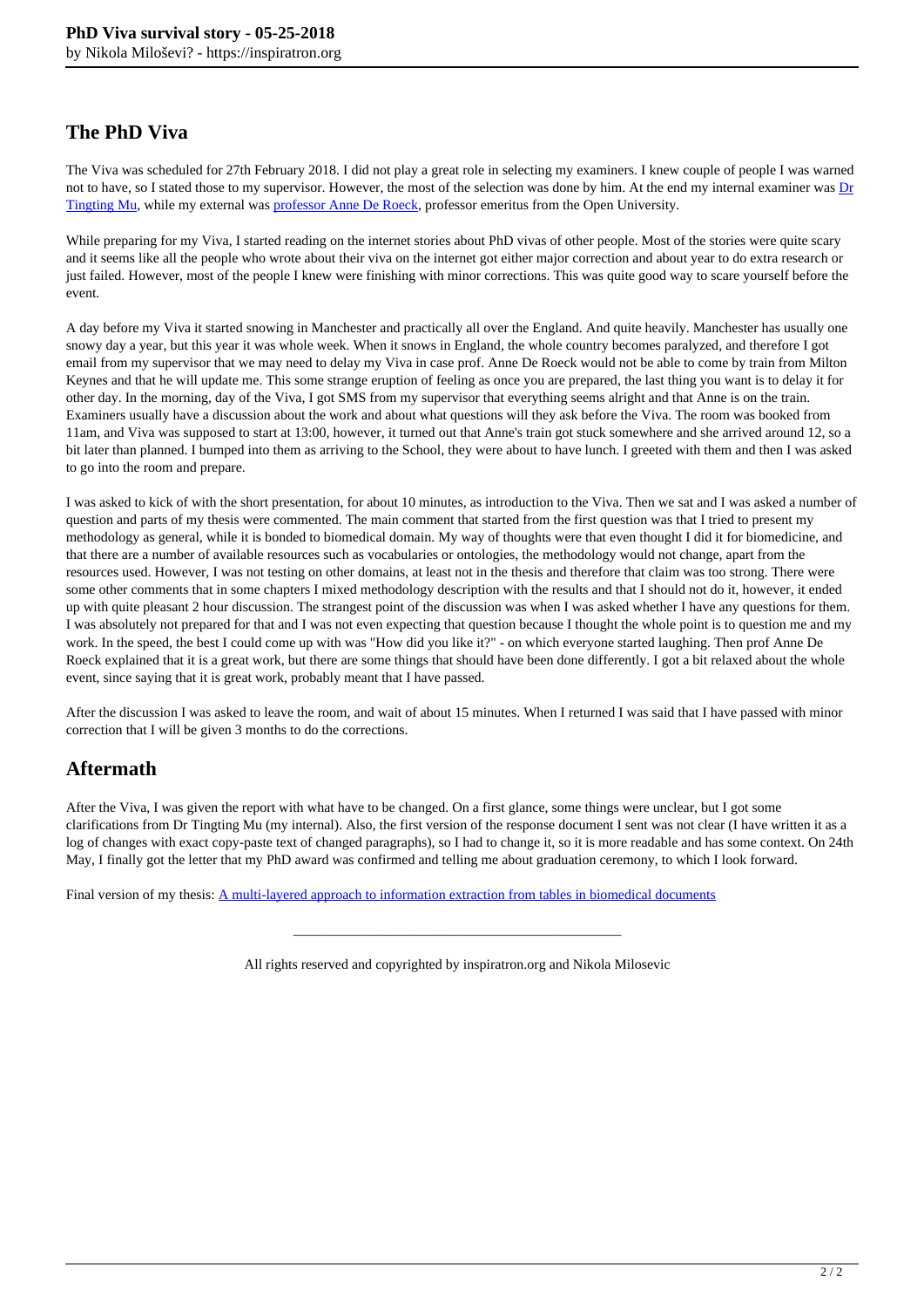## The PhD Viva

The Viva was scheduled for 27th February 2018. I did not play a great role in selecting my examiners. I knew couple of people I was warned not to have, so I stated those to my supervisor. However, the most of the selection was done by him. At the end my internal examiner was [Dr Tingting Mu](), while my external was [professor Anne De Roeck](), professor emeritus from the Open University.

While preparing for my Viva, I started reading on the internet stories about PhD vivas of other people. Most of the stories were quite scary and it seems like all the people who wrote about their viva on the internet got either major correction and about year to do extra research or just failed. However, most of the people I knew were finishing with minor corrections. This was quite good way to scare yourself before the event.

A day before my Viva it started snowing in Manchester and practically all over the England. And quite heavily. Manchester has usually one snowy day a year, but this year it was whole week. When it snows in England, the whole country becomes paralyzed, and therefore I got email from my supervisor that we may need to delay my Viva in case prof. Anne De Roeck would not be able to come by train from Milton Keynes and that he will update me. This some strange eruption of feeling as once you are prepared, the last thing you want is to delay it for other day. In the morning, day of the Viva, I got SMS from my supervisor that everything seems alright and that Anne is on the train. Examiners usually have a discussion about the work and about what questions will they ask before the Viva. The room was booked from 11am, and Viva was supposed to start at 13:00, however, it turned out that Anne's train got stuck somewhere and she arrived around 12, so a bit later than planned. I bumped into them as arriving to the School, they were about to have lunch. I greeted with them and then I was asked to go into the room and prepare.

I was asked to kick of with the short presentation, for about 10 minutes, as introduction to the Viva. Then we sat and I was asked a number of question and parts of my thesis were commented. The main comment that started from the first question was that I tried to present my methodology as general, while it is bonded to biomedical domain. My way of thoughts were that even thought I did it for biomedicine, and that there are a number of available resources such as vocabularies or ontologies, the methodology would not change, apart from the resources used. However, I was not testing on other domains, at least not in the thesis and therefore that claim was too strong. There were some other comments that in some chapters I mixed methodology description with the results and that I should not do it, however, it ended up with quite pleasant 2 hour discussion. The strangest point of the discussion was when I was asked whether I have any questions for them. I was absolutely not prepared for that and I was not even expecting that question because I thought the whole point is to question me and my work. In the speed, the best I could come up with was "How did you like it?" - on which everyone started laughing. Then prof Anne De Roeck explained that it is a great work, but there are some things that should have been done differently. I got a bit relaxed about the whole event, since saying that it is great work, probably meant that I have passed.

After the discussion I was asked to leave the room, and wait of about 15 minutes. When I returned I was said that I have passed with minor correction that I will be given 3 months to do the corrections.

## Aftermath

After the Viva, I was given the report with what have to be changed. On a first glance, some things were unclear, but I got some clarifications from Dr Tingting Mu (my internal). Also, the first version of the response document I sent was not clear (I have written it as a log of changes with exact copy-paste text of changed paragraphs), so I had to change it, so it is more readable and has some context. On 24th May, I finally got the letter that my PhD award was confirmed and telling me about graduation ceremony, to which I look forward.

Final version of my thesis: [A multi-layered approach to information extraction from tables in biomedical documents]()

---

All rights reserved and copyrighted by inspiratron.org and Nikola Milosevic